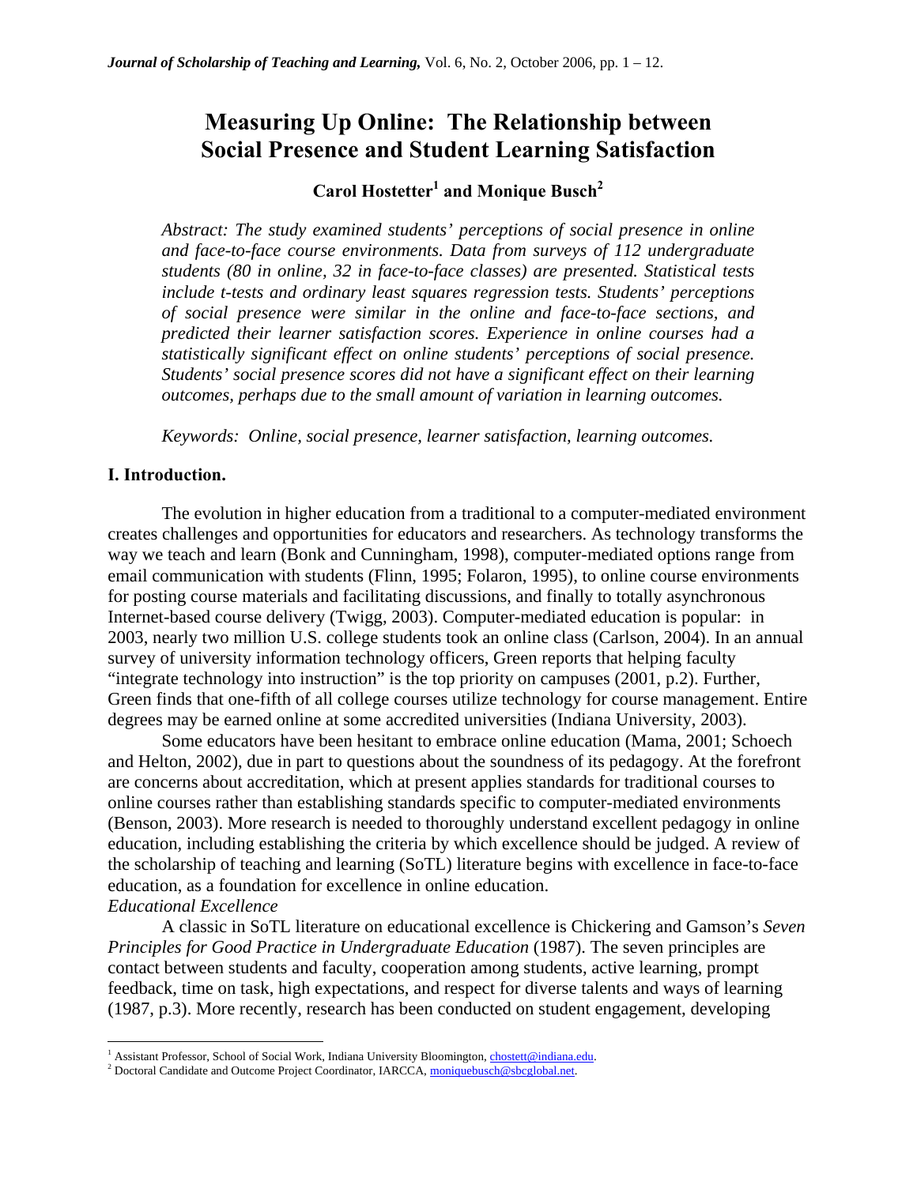# Measuring Up Online: The Relationship between Social Presence and Student Learning Satisfaction

**Carol Hostetter[1] and Monique Busch[2]**

*Abstract: The study examined students' perceptions of social presence in online and face-to-face course environments. Data from surveys of 112 undergraduate students (80 in online, 32 in face-to-face classes) are presented. Statistical tests include t-tests and ordinary least squares regression tests. Students' perceptions of social presence were similar in the online and face-to-face sections, and predicted their learner satisfaction scores. Experience in online courses had a statistically significant effect on online students' perceptions of social presence. Students' social presence scores did not have a significant effect on their learning outcomes, perhaps due to the small amount of variation in learning outcomes.*

*Keywords: Online, social presence, learner satisfaction, learning outcomes.*

## I. Introduction.

The evolution in higher education from a traditional to a computer-mediated environment creates challenges and opportunities for educators and researchers. As technology transforms the way we teach and learn (Bonk and Cunningham, 1998), computer-mediated options range from email communication with students (Flinn, 1995; Folaron, 1995), to online course environments for posting course materials and facilitating discussions, and finally to totally asynchronous Internet-based course delivery (Twigg, 2003). Computer-mediated education is popular: in 2003, nearly two million U.S. college students took an online class (Carlson, 2004). In an annual survey of university information technology officers, Green reports that helping faculty "integrate technology into instruction" is the top priority on campuses (2001, p.2). Further, Green finds that one-fifth of all college courses utilize technology for course management. Entire degrees may be earned online at some accredited universities (Indiana University, 2003).

Some educators have been hesitant to embrace online education (Mama, 2001; Schoech and Helton, 2002), due in part to questions about the soundness of its pedagogy. At the forefront are concerns about accreditation, which at present applies standards for traditional courses to online courses rather than establishing standards specific to computer-mediated environments (Benson, 2003). More research is needed to thoroughly understand excellent pedagogy in online education, including establishing the criteria by which excellence should be judged. A review of the scholarship of teaching and learning (SoTL) literature begins with excellence in face-to-face education, as a foundation for excellence in online education.

*Educational Excellence*

A classic in SoTL literature on educational excellence is Chickering and Gamson's *Seven Principles for Good Practice in Undergraduate Education* (1987). The seven principles are contact between students and faculty, cooperation among students, active learning, prompt feedback, time on task, high expectations, and respect for diverse talents and ways of learning (1987, p.3). More recently, research has been conducted on student engagement, developing

---

[1] Assistant Professor, School of Social Work, Indiana University Bloomington, chostett@indiana.edu.

[2] Doctoral Candidate and Outcome Project Coordinator, IARCCA, moniquebusch@sbcglobal.net.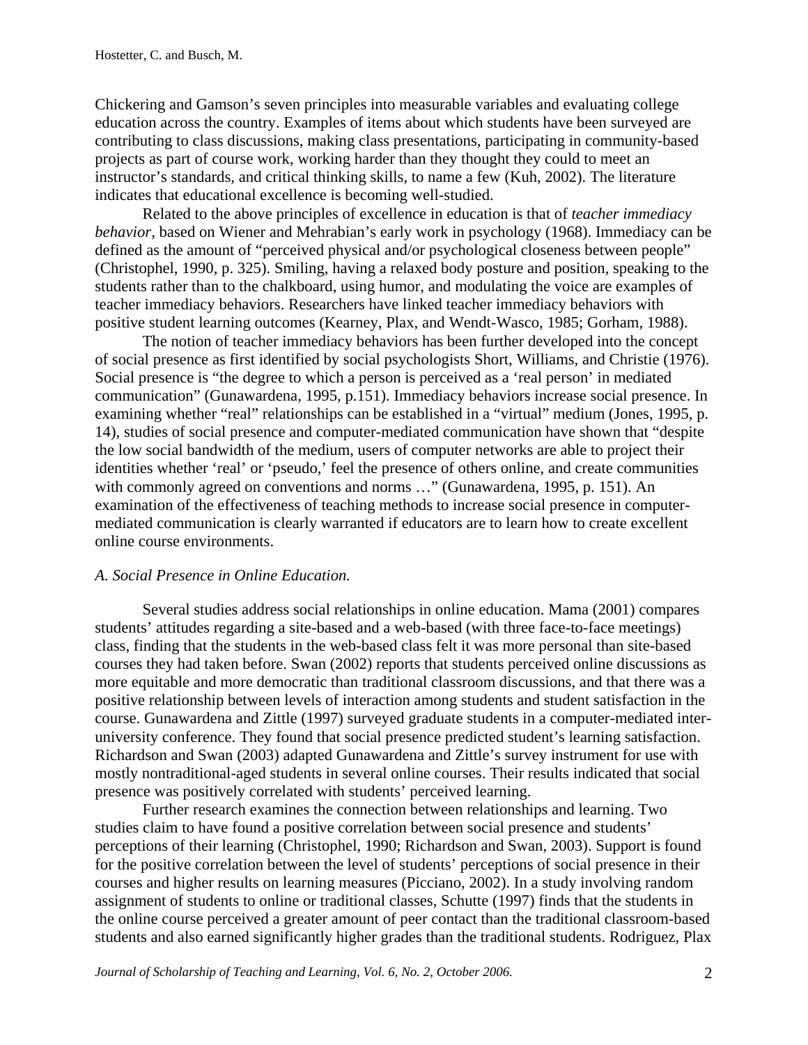Chickering and Gamson's seven principles into measurable variables and evaluating college education across the country. Examples of items about which students have been surveyed are contributing to class discussions, making class presentations, participating in community-based projects as part of course work, working harder than they thought they could to meet an instructor's standards, and critical thinking skills, to name a few (Kuh, 2002). The literature indicates that educational excellence is becoming well-studied.

Related to the above principles of excellence in education is that of *teacher immediacy behavior*, based on Wiener and Mehrabian's early work in psychology (1968). Immediacy can be defined as the amount of "perceived physical and/or psychological closeness between people" (Christophel, 1990, p. 325). Smiling, having a relaxed body posture and position, speaking to the students rather than to the chalkboard, using humor, and modulating the voice are examples of teacher immediacy behaviors. Researchers have linked teacher immediacy behaviors with positive student learning outcomes (Kearney, Plax, and Wendt-Wasco, 1985; Gorham, 1988).

The notion of teacher immediacy behaviors has been further developed into the concept of social presence as first identified by social psychologists Short, Williams, and Christie (1976). Social presence is "the degree to which a person is perceived as a 'real person' in mediated communication" (Gunawardena, 1995, p.151). Immediacy behaviors increase social presence. In examining whether "real" relationships can be established in a "virtual" medium (Jones, 1995, p. 14), studies of social presence and computer-mediated communication have shown that "despite the low social bandwidth of the medium, users of computer networks are able to project their identities whether 'real' or 'pseudo,' feel the presence of others online, and create communities with commonly agreed on conventions and norms …" (Gunawardena, 1995, p. 151). An examination of the effectiveness of teaching methods to increase social presence in computer-mediated communication is clearly warranted if educators are to learn how to create excellent online course environments.

*A. Social Presence in Online Education.*

Several studies address social relationships in online education. Mama (2001) compares students' attitudes regarding a site-based and a web-based (with three face-to-face meetings) class, finding that the students in the web-based class felt it was more personal than site-based courses they had taken before. Swan (2002) reports that students perceived online discussions as more equitable and more democratic than traditional classroom discussions, and that there was a positive relationship between levels of interaction among students and student satisfaction in the course. Gunawardena and Zittle (1997) surveyed graduate students in a computer-mediated inter-university conference. They found that social presence predicted student's learning satisfaction. Richardson and Swan (2003) adapted Gunawardena and Zittle's survey instrument for use with mostly nontraditional-aged students in several online courses. Their results indicated that social presence was positively correlated with students' perceived learning.

Further research examines the connection between relationships and learning. Two studies claim to have found a positive correlation between social presence and students' perceptions of their learning (Christophel, 1990; Richardson and Swan, 2003). Support is found for the positive correlation between the level of students' perceptions of social presence in their courses and higher results on learning measures (Picciano, 2002). In a study involving random assignment of students to online or traditional classes, Schutte (1997) finds that the students in the online course perceived a greater amount of peer contact than the traditional classroom-based students and also earned significantly higher grades than the traditional students. Rodriguez, Plax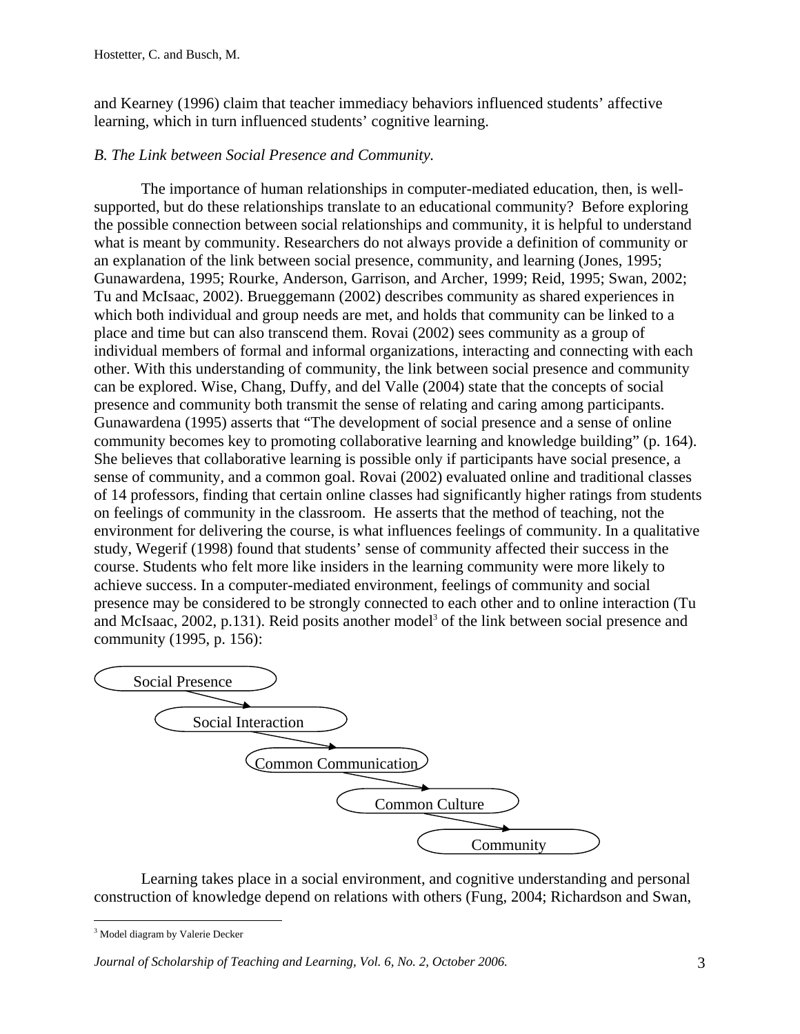and Kearney (1996) claim that teacher immediacy behaviors influenced students' affective learning, which in turn influenced students' cognitive learning.

*B. The Link between Social Presence and Community.*

The importance of human relationships in computer-mediated education, then, is well-supported, but do these relationships translate to an educational community? Before exploring the possible connection between social relationships and community, it is helpful to understand what is meant by community. Researchers do not always provide a definition of community or an explanation of the link between social presence, community, and learning (Jones, 1995; Gunawardena, 1995; Rourke, Anderson, Garrison, and Archer, 1999; Reid, 1995; Swan, 2002; Tu and McIsaac, 2002). Brueggemann (2002) describes community as shared experiences in which both individual and group needs are met, and holds that community can be linked to a place and time but can also transcend them. Rovai (2002) sees community as a group of individual members of formal and informal organizations, interacting and connecting with each other. With this understanding of community, the link between social presence and community can be explored. Wise, Chang, Duffy, and del Valle (2004) state that the concepts of social presence and community both transmit the sense of relating and caring among participants. Gunawardena (1995) asserts that "The development of social presence and a sense of online community becomes key to promoting collaborative learning and knowledge building" (p. 164). She believes that collaborative learning is possible only if participants have social presence, a sense of community, and a common goal. Rovai (2002) evaluated online and traditional classes of 14 professors, finding that certain online classes had significantly higher ratings from students on feelings of community in the classroom. He asserts that the method of teaching, not the environment for delivering the course, is what influences feelings of community. In a qualitative study, Wegerif (1998) found that students' sense of community affected their success in the course. Students who felt more like insiders in the learning community were more likely to achieve success. In a computer-mediated environment, feelings of community and social presence may be considered to be strongly connected to each other and to online interaction (Tu and McIsaac, 2002, p.131). Reid posits another model[3] of the link between social presence and community (1995, p. 156):

Social Presence → Social Interaction → Common Communication → Common Culture → Community

Learning takes place in a social environment, and cognitive understanding and personal construction of knowledge depend on relations with others (Fung, 2004; Richardson and Swan,

---

[3] Model diagram by Valerie Decker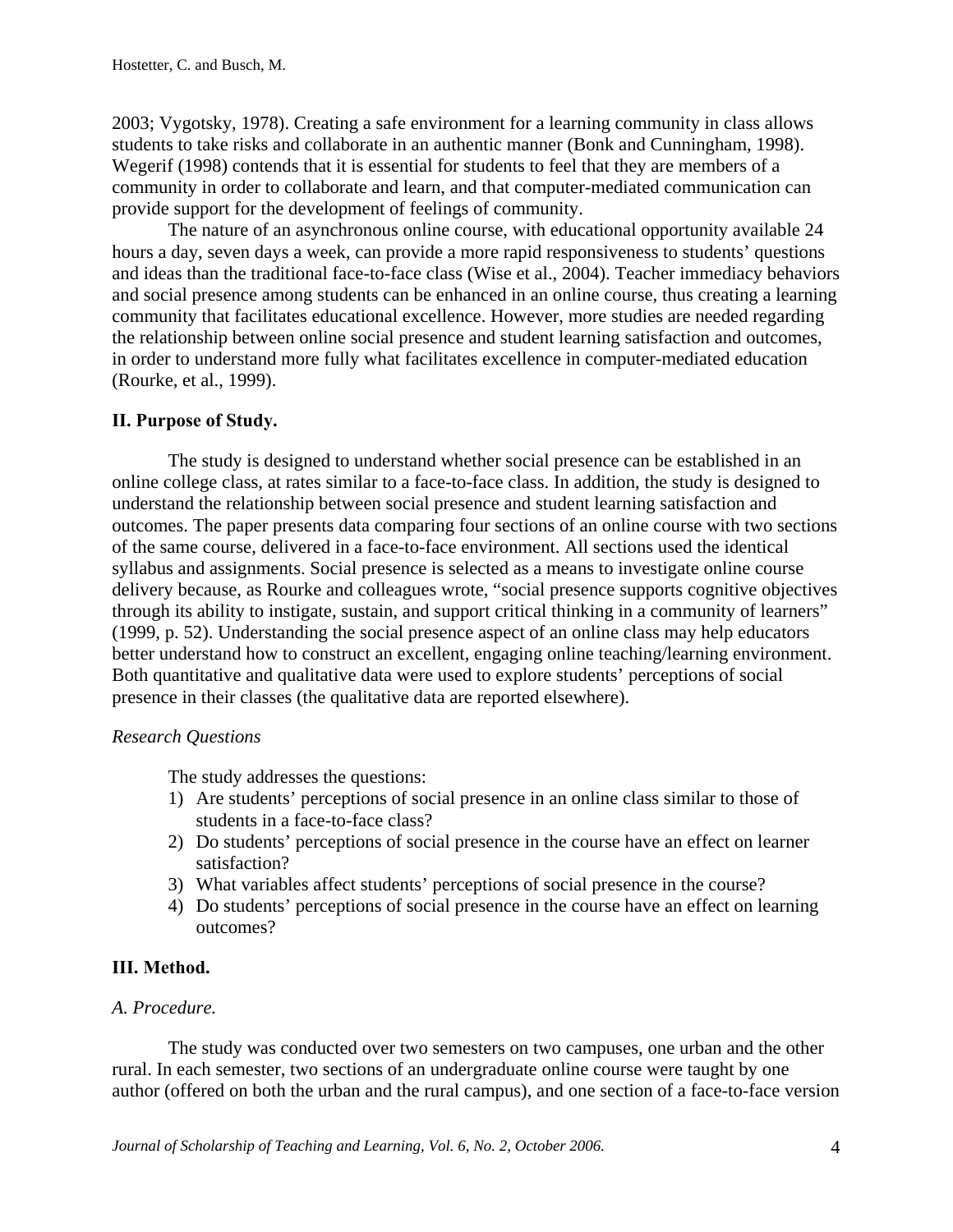2003; Vygotsky, 1978). Creating a safe environment for a learning community in class allows students to take risks and collaborate in an authentic manner (Bonk and Cunningham, 1998). Wegerif (1998) contends that it is essential for students to feel that they are members of a community in order to collaborate and learn, and that computer-mediated communication can provide support for the development of feelings of community.

The nature of an asynchronous online course, with educational opportunity available 24 hours a day, seven days a week, can provide a more rapid responsiveness to students' questions and ideas than the traditional face-to-face class (Wise et al., 2004). Teacher immediacy behaviors and social presence among students can be enhanced in an online course, thus creating a learning community that facilitates educational excellence. However, more studies are needed regarding the relationship between online social presence and student learning satisfaction and outcomes, in order to understand more fully what facilitates excellence in computer-mediated education (Rourke, et al., 1999).

## II. Purpose of Study.

The study is designed to understand whether social presence can be established in an online college class, at rates similar to a face-to-face class. In addition, the study is designed to understand the relationship between social presence and student learning satisfaction and outcomes. The paper presents data comparing four sections of an online course with two sections of the same course, delivered in a face-to-face environment. All sections used the identical syllabus and assignments. Social presence is selected as a means to investigate online course delivery because, as Rourke and colleagues wrote, "social presence supports cognitive objectives through its ability to instigate, sustain, and support critical thinking in a community of learners" (1999, p. 52). Understanding the social presence aspect of an online class may help educators better understand how to construct an excellent, engaging online teaching/learning environment. Both quantitative and qualitative data were used to explore students' perceptions of social presence in their classes (the qualitative data are reported elsewhere).

### *Research Questions*

The study addresses the questions:

1) Are students' perceptions of social presence in an online class similar to those of students in a face-to-face class?
2) Do students' perceptions of social presence in the course have an effect on learner satisfaction?
3) What variables affect students' perceptions of social presence in the course?
4) Do students' perceptions of social presence in the course have an effect on learning outcomes?

## III. Method.

### *A. Procedure.*

The study was conducted over two semesters on two campuses, one urban and the other rural. In each semester, two sections of an undergraduate online course were taught by one author (offered on both the urban and the rural campus), and one section of a face-to-face version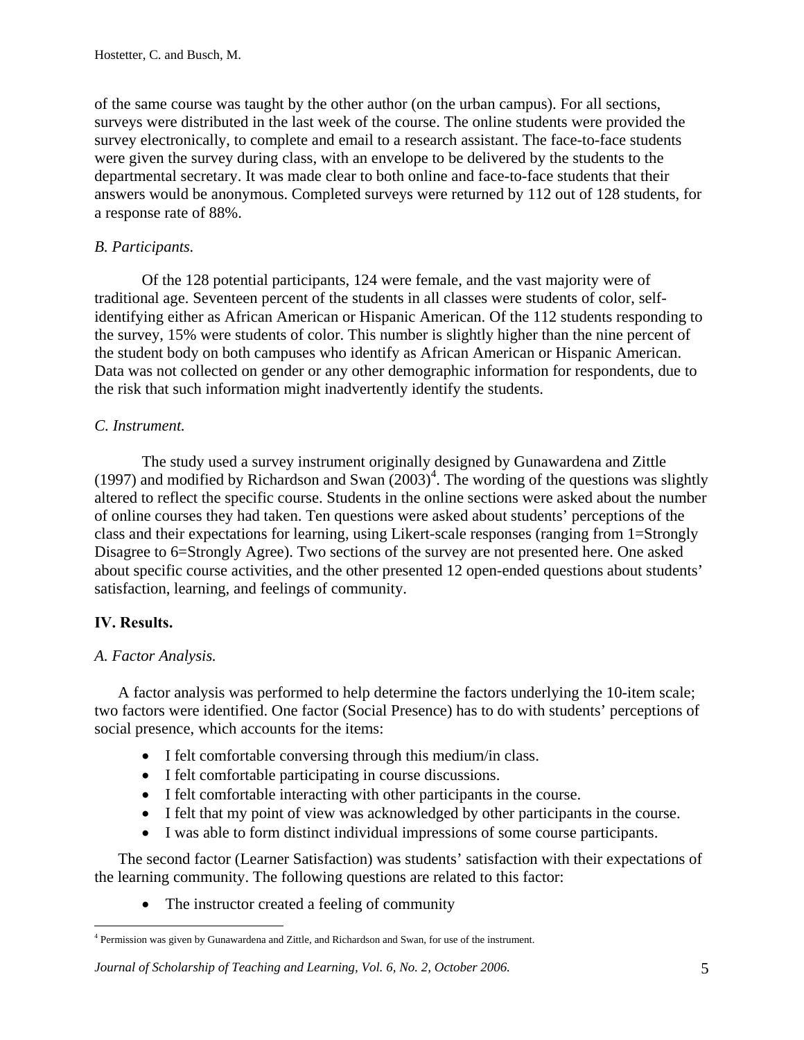of the same course was taught by the other author (on the urban campus). For all sections, surveys were distributed in the last week of the course. The online students were provided the survey electronically, to complete and email to a research assistant. The face-to-face students were given the survey during class, with an envelope to be delivered by the students to the departmental secretary. It was made clear to both online and face-to-face students that their answers would be anonymous. Completed surveys were returned by 112 out of 128 students, for a response rate of 88%.

*B. Participants.*

Of the 128 potential participants, 124 were female, and the vast majority were of traditional age. Seventeen percent of the students in all classes were students of color, self-identifying either as African American or Hispanic American. Of the 112 students responding to the survey, 15% were students of color. This number is slightly higher than the nine percent of the student body on both campuses who identify as African American or Hispanic American. Data was not collected on gender or any other demographic information for respondents, due to the risk that such information might inadvertently identify the students.

*C. Instrument.*

The study used a survey instrument originally designed by Gunawardena and Zittle (1997) and modified by Richardson and Swan (2003)[4]. The wording of the questions was slightly altered to reflect the specific course. Students in the online sections were asked about the number of online courses they had taken. Ten questions were asked about students' perceptions of the class and their expectations for learning, using Likert-scale responses (ranging from 1=Strongly Disagree to 6=Strongly Agree). Two sections of the survey are not presented here. One asked about specific course activities, and the other presented 12 open-ended questions about students' satisfaction, learning, and feelings of community.

## IV. Results.

*A. Factor Analysis.*

A factor analysis was performed to help determine the factors underlying the 10-item scale; two factors were identified. One factor (Social Presence) has to do with students' perceptions of social presence, which accounts for the items:

- I felt comfortable conversing through this medium/in class.
- I felt comfortable participating in course discussions.
- I felt comfortable interacting with other participants in the course.
- I felt that my point of view was acknowledged by other participants in the course.
- I was able to form distinct individual impressions of some course participants.

The second factor (Learner Satisfaction) was students' satisfaction with their expectations of the learning community. The following questions are related to this factor:

- The instructor created a feeling of community

[4] Permission was given by Gunawardena and Zittle, and Richardson and Swan, for use of the instrument.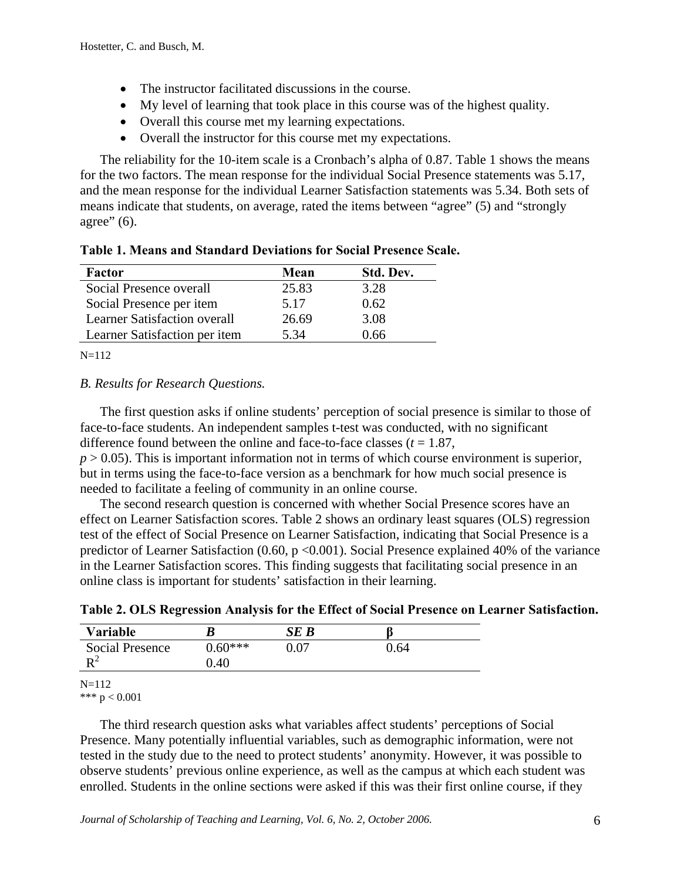- The instructor facilitated discussions in the course.
- My level of learning that took place in this course was of the highest quality.
- Overall this course met my learning expectations.
- Overall the instructor for this course met my expectations.

The reliability for the 10-item scale is a Cronbach's alpha of 0.87. Table 1 shows the means for the two factors. The mean response for the individual Social Presence statements was 5.17, and the mean response for the individual Learner Satisfaction statements was 5.34. Both sets of means indicate that students, on average, rated the items between "agree" (5) and "strongly agree" (6).

**Table 1. Means and Standard Deviations for Social Presence Scale.**

| Factor | Mean | Std. Dev. |
|---|---|---|
| Social Presence overall | 25.83 | 3.28 |
| Social Presence per item | 5.17 | 0.62 |
| Learner Satisfaction overall | 26.69 | 3.08 |
| Learner Satisfaction per item | 5.34 | 0.66 |

N=112

*B. Results for Research Questions.*

The first question asks if online students' perception of social presence is similar to those of face-to-face students. An independent samples t-test was conducted, with no significant difference found between the online and face-to-face classes ($t = 1.87$, $p > 0.05$). This is important information not in terms of which course environment is superior, but in terms using the face-to-face version as a benchmark for how much social presence is needed to facilitate a feeling of community in an online course.

The second research question is concerned with whether Social Presence scores have an effect on Learner Satisfaction scores. Table 2 shows an ordinary least squares (OLS) regression test of the effect of Social Presence on Learner Satisfaction, indicating that Social Presence is a predictor of Learner Satisfaction (0.60, $p < 0.001$). Social Presence explained 40% of the variance in the Learner Satisfaction scores. This finding suggests that facilitating social presence in an online class is important for students' satisfaction in their learning.

**Table 2. OLS Regression Analysis for the Effect of Social Presence on Learner Satisfaction.**

| Variable | *B* | *SE B* | β |
|---|---|---|---|
| Social Presence | 0.60*** | 0.07 | 0.64 |
| $R^2$ | 0.40 | | |

N=112
*** $p < 0.001$

The third research question asks what variables affect students' perceptions of Social Presence. Many potentially influential variables, such as demographic information, were not tested in the study due to the need to protect students' anonymity. However, it was possible to observe students' previous online experience, as well as the campus at which each student was enrolled. Students in the online sections were asked if this was their first online course, if they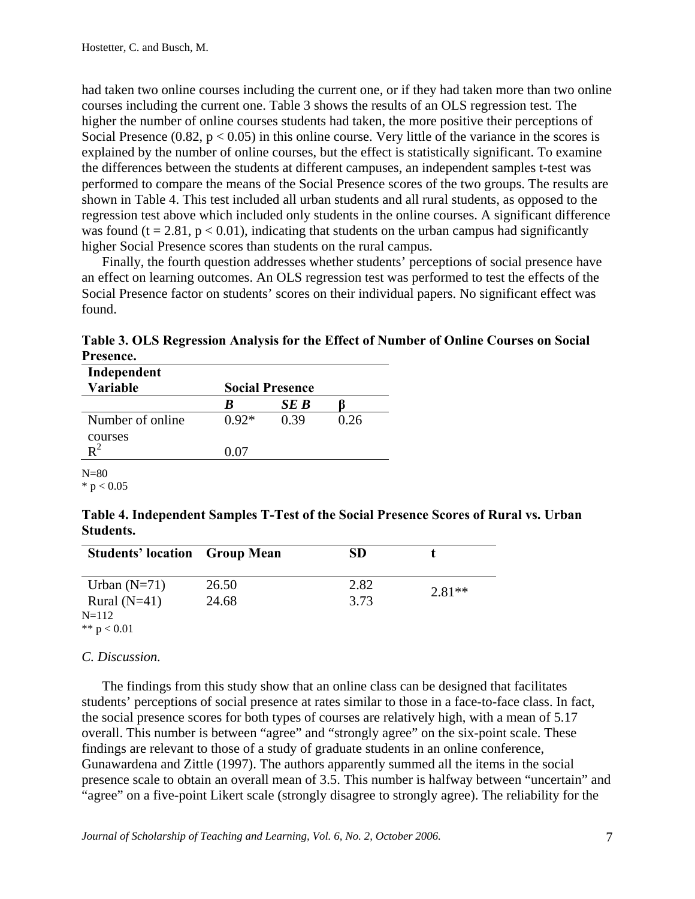had taken two online courses including the current one, or if they had taken more than two online courses including the current one. Table 3 shows the results of an OLS regression test. The higher the number of online courses students had taken, the more positive their perceptions of Social Presence (0.82, $p < 0.05$) in this online course. Very little of the variance in the scores is explained by the number of online courses, but the effect is statistically significant. To examine the differences between the students at different campuses, an independent samples t-test was performed to compare the means of the Social Presence scores of the two groups. The results are shown in Table 4. This test included all urban students and all rural students, as opposed to the regression test above which included only students in the online courses. A significant difference was found ($t = 2.81$, $p < 0.01$), indicating that students on the urban campus had significantly higher Social Presence scores than students on the rural campus.

Finally, the fourth question addresses whether students' perceptions of social presence have an effect on learning outcomes. An OLS regression test was performed to test the effects of the Social Presence factor on students' scores on their individual papers. No significant effect was found.

**Table 3. OLS Regression Analysis for the Effect of Number of Online Courses on Social Presence.**

| Independent Variable | Social Presence | | |
|---|---|---|---|
| | ***B*** | ***SE B*** | **β** |
| Number of online courses | 0.92* | 0.39 | 0.26 |
| $R^2$ | 0.07 | | |

N=80
* $p < 0.05$

**Table 4. Independent Samples T-Test of the Social Presence Scores of Rural vs. Urban Students.**

| Students' location | Group Mean | SD | t |
|---|---|---|---|
| Urban (N=71) | 26.50 | 2.82 | 2.81** |
| Rural (N=41) | 24.68 | 3.73 | |

N=112
** $p < 0.01$

*C. Discussion.*

The findings from this study show that an online class can be designed that facilitates students' perceptions of social presence at rates similar to those in a face-to-face class. In fact, the social presence scores for both types of courses are relatively high, with a mean of 5.17 overall. This number is between "agree" and "strongly agree" on the six-point scale. These findings are relevant to those of a study of graduate students in an online conference, Gunawardena and Zittle (1997). The authors apparently summed all the items in the social presence scale to obtain an overall mean of 3.5. This number is halfway between "uncertain" and "agree" on a five-point Likert scale (strongly disagree to strongly agree). The reliability for the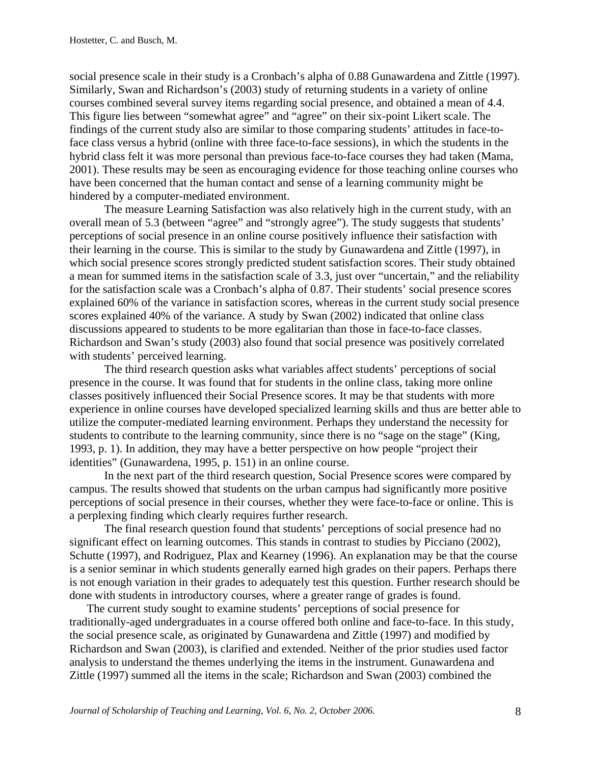social presence scale in their study is a Cronbach's alpha of 0.88 Gunawardena and Zittle (1997). Similarly, Swan and Richardson's (2003) study of returning students in a variety of online courses combined several survey items regarding social presence, and obtained a mean of 4.4. This figure lies between "somewhat agree" and "agree" on their six-point Likert scale. The findings of the current study also are similar to those comparing students' attitudes in face-to-face class versus a hybrid (online with three face-to-face sessions), in which the students in the hybrid class felt it was more personal than previous face-to-face courses they had taken (Mama, 2001). These results may be seen as encouraging evidence for those teaching online courses who have been concerned that the human contact and sense of a learning community might be hindered by a computer-mediated environment.

The measure Learning Satisfaction was also relatively high in the current study, with an overall mean of 5.3 (between "agree" and "strongly agree"). The study suggests that students' perceptions of social presence in an online course positively influence their satisfaction with their learning in the course. This is similar to the study by Gunawardena and Zittle (1997), in which social presence scores strongly predicted student satisfaction scores. Their study obtained a mean for summed items in the satisfaction scale of 3.3, just over "uncertain," and the reliability for the satisfaction scale was a Cronbach's alpha of 0.87. Their students' social presence scores explained 60% of the variance in satisfaction scores, whereas in the current study social presence scores explained 40% of the variance. A study by Swan (2002) indicated that online class discussions appeared to students to be more egalitarian than those in face-to-face classes. Richardson and Swan's study (2003) also found that social presence was positively correlated with students' perceived learning.

The third research question asks what variables affect students' perceptions of social presence in the course. It was found that for students in the online class, taking more online classes positively influenced their Social Presence scores. It may be that students with more experience in online courses have developed specialized learning skills and thus are better able to utilize the computer-mediated learning environment. Perhaps they understand the necessity for students to contribute to the learning community, since there is no "sage on the stage" (King, 1993, p. 1). In addition, they may have a better perspective on how people "project their identities" (Gunawardena, 1995, p. 151) in an online course.

In the next part of the third research question, Social Presence scores were compared by campus. The results showed that students on the urban campus had significantly more positive perceptions of social presence in their courses, whether they were face-to-face or online. This is a perplexing finding which clearly requires further research.

The final research question found that students' perceptions of social presence had no significant effect on learning outcomes. This stands in contrast to studies by Picciano (2002), Schutte (1997), and Rodriguez, Plax and Kearney (1996). An explanation may be that the course is a senior seminar in which students generally earned high grades on their papers. Perhaps there is not enough variation in their grades to adequately test this question. Further research should be done with students in introductory courses, where a greater range of grades is found.

The current study sought to examine students' perceptions of social presence for traditionally-aged undergraduates in a course offered both online and face-to-face. In this study, the social presence scale, as originated by Gunawardena and Zittle (1997) and modified by Richardson and Swan (2003), is clarified and extended. Neither of the prior studies used factor analysis to understand the themes underlying the items in the instrument. Gunawardena and Zittle (1997) summed all the items in the scale; Richardson and Swan (2003) combined the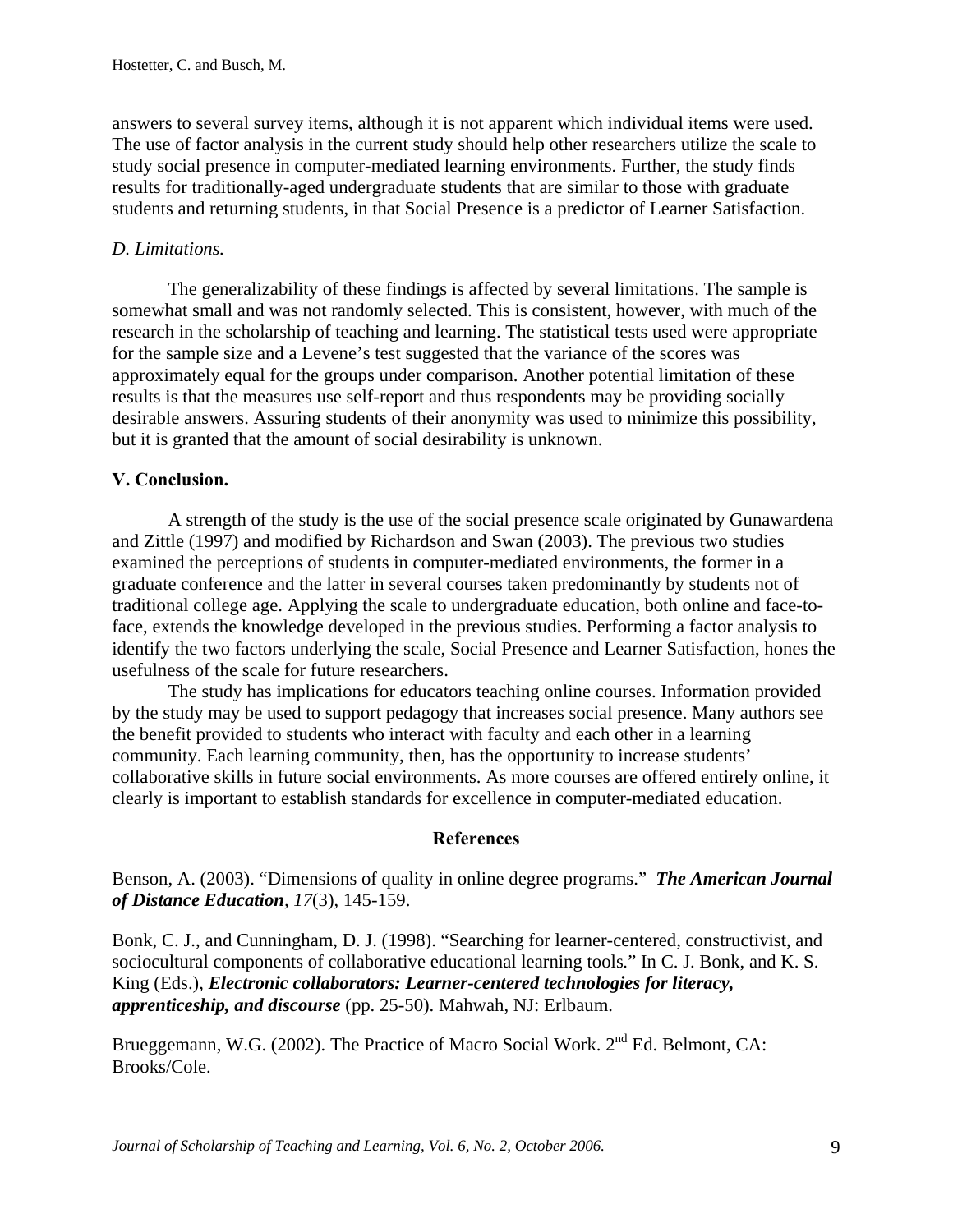answers to several survey items, although it is not apparent which individual items were used. The use of factor analysis in the current study should help other researchers utilize the scale to study social presence in computer-mediated learning environments. Further, the study finds results for traditionally-aged undergraduate students that are similar to those with graduate students and returning students, in that Social Presence is a predictor of Learner Satisfaction.

*D. Limitations.*

The generalizability of these findings is affected by several limitations. The sample is somewhat small and was not randomly selected. This is consistent, however, with much of the research in the scholarship of teaching and learning. The statistical tests used were appropriate for the sample size and a Levene's test suggested that the variance of the scores was approximately equal for the groups under comparison. Another potential limitation of these results is that the measures use self-report and thus respondents may be providing socially desirable answers. Assuring students of their anonymity was used to minimize this possibility, but it is granted that the amount of social desirability is unknown.

## V. Conclusion.

A strength of the study is the use of the social presence scale originated by Gunawardena and Zittle (1997) and modified by Richardson and Swan (2003). The previous two studies examined the perceptions of students in computer-mediated environments, the former in a graduate conference and the latter in several courses taken predominantly by students not of traditional college age. Applying the scale to undergraduate education, both online and face-to-face, extends the knowledge developed in the previous studies. Performing a factor analysis to identify the two factors underlying the scale, Social Presence and Learner Satisfaction, hones the usefulness of the scale for future researchers.

The study has implications for educators teaching online courses. Information provided by the study may be used to support pedagogy that increases social presence. Many authors see the benefit provided to students who interact with faculty and each other in a learning community. Each learning community, then, has the opportunity to increase students' collaborative skills in future social environments. As more courses are offered entirely online, it clearly is important to establish standards for excellence in computer-mediated education.

## References

Benson, A. (2003). "Dimensions of quality in online degree programs." ***The American Journal of Distance Education***, *17*(3), 145-159.

Bonk, C. J., and Cunningham, D. J. (1998). "Searching for learner-centered, constructivist, and sociocultural components of collaborative educational learning tools." In C. J. Bonk, and K. S. King (Eds.), ***Electronic collaborators: Learner-centered technologies for literacy, apprenticeship, and discourse*** (pp. 25-50). Mahwah, NJ: Erlbaum.

Brueggemann, W.G. (2002). The Practice of Macro Social Work. 2nd Ed. Belmont, CA: Brooks/Cole.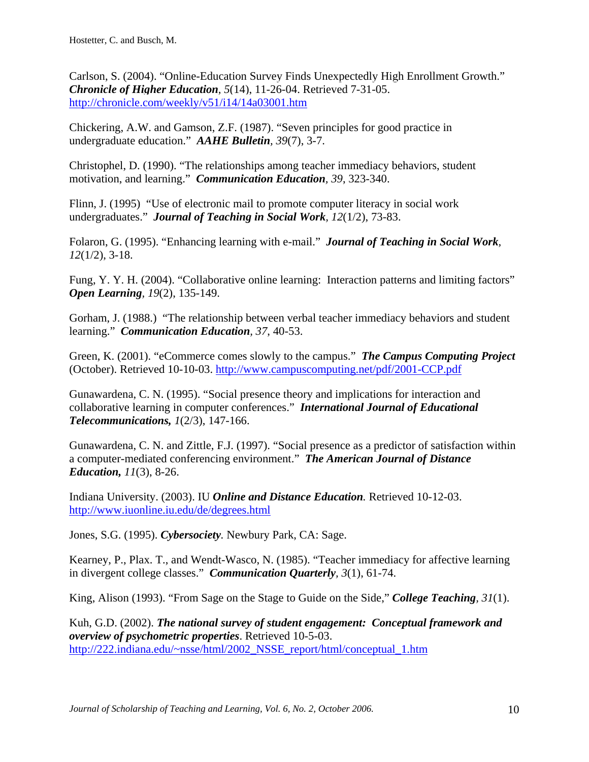Carlson, S. (2004). "Online-Education Survey Finds Unexpectedly High Enrollment Growth." ***Chronicle of Higher Education***, *5*(14), 11-26-04. Retrieved 7-31-05. http://chronicle.com/weekly/v51/i14/14a03001.htm

Chickering, A.W. and Gamson, Z.F. (1987). "Seven principles for good practice in undergraduate education." ***AAHE Bulletin***, *39*(7), 3-7.

Christophel, D. (1990). "The relationships among teacher immediacy behaviors, student motivation, and learning." ***Communication Education***, *39*, 323-340.

Flinn, J. (1995) "Use of electronic mail to promote computer literacy in social work undergraduates." ***Journal of Teaching in Social Work***, *12*(1/2), 73-83.

Folaron, G. (1995). "Enhancing learning with e-mail." ***Journal of Teaching in Social Work***, *12*(1/2), 3-18.

Fung, Y. Y. H. (2004). "Collaborative online learning: Interaction patterns and limiting factors" ***Open Learning***, *19*(2), 135-149.

Gorham, J. (1988.) "The relationship between verbal teacher immediacy behaviors and student learning." ***Communication Education***, *37*, 40-53.

Green, K. (2001). "eCommerce comes slowly to the campus." ***The Campus Computing Project*** (October). Retrieved 10-10-03. http://www.campuscomputing.net/pdf/2001-CCP.pdf

Gunawardena, C. N. (1995). "Social presence theory and implications for interaction and collaborative learning in computer conferences." ***International Journal of Educational Telecommunications,*** *1*(2/3), 147-166.

Gunawardena, C. N. and Zittle, F.J. (1997). "Social presence as a predictor of satisfaction within a computer-mediated conferencing environment." ***The American Journal of Distance Education,*** *11*(3), 8-26.

Indiana University. (2003). IU ***Online and Distance Education***. Retrieved 10-12-03. http://www.iuonline.iu.edu/de/degrees.html

Jones, S.G. (1995). ***Cybersociety***. Newbury Park, CA: Sage.

Kearney, P., Plax. T., and Wendt-Wasco, N. (1985). "Teacher immediacy for affective learning in divergent college classes." ***Communication Quarterly***, *3*(1), 61-74.

King, Alison (1993). "From Sage on the Stage to Guide on the Side," ***College Teaching***, *31*(1).

Kuh, G.D. (2002). ***The national survey of student engagement: Conceptual framework and overview of psychometric properties***. Retrieved 10-5-03. http://222.indiana.edu/~nsse/html/2002_NSSE_report/html/conceptual_1.htm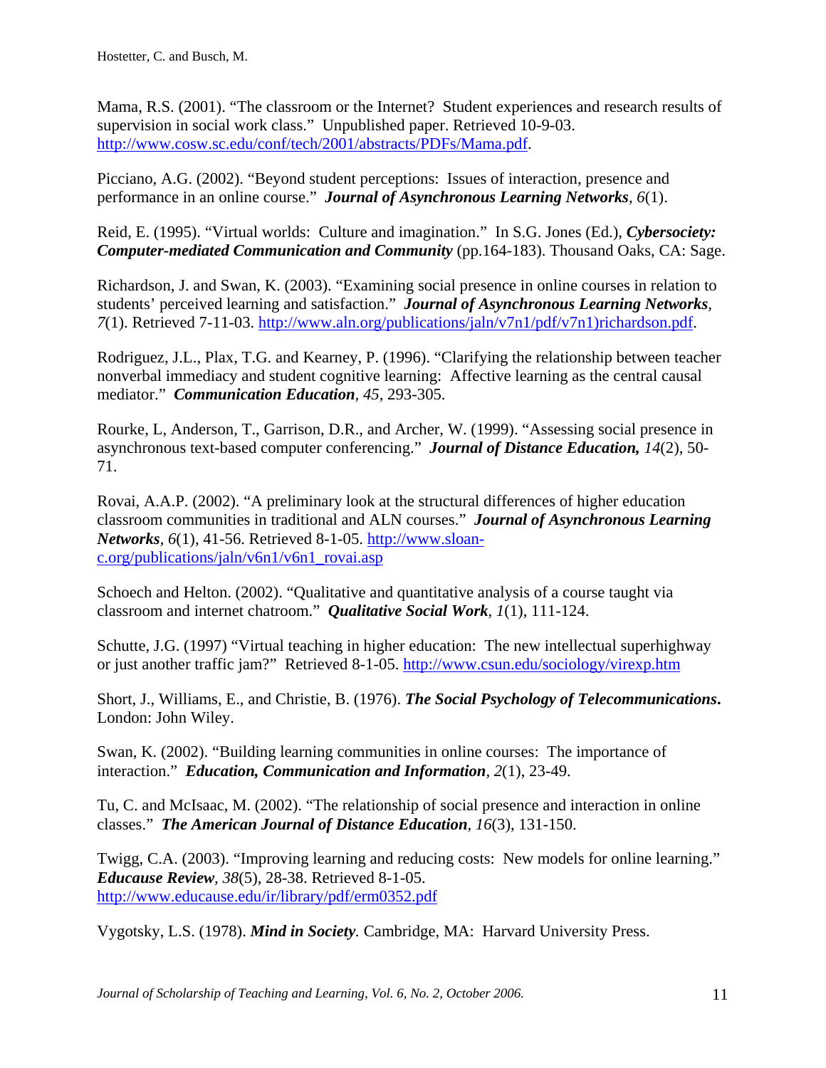Mama, R.S. (2001). "The classroom or the Internet? Student experiences and research results of supervision in social work class." Unpublished paper. Retrieved 10-9-03. http://www.cosw.sc.edu/conf/tech/2001/abstracts/PDFs/Mama.pdf.

Picciano, A.G. (2002). "Beyond student perceptions: Issues of interaction, presence and performance in an online course." ***Journal of Asynchronous Learning Networks****, 6*(1).

Reid, E. (1995). "Virtual worlds: Culture and imagination." In S.G. Jones (Ed.), ***Cybersociety: Computer-mediated Communication and Community*** (pp.164-183). Thousand Oaks, CA: Sage.

Richardson, J. and Swan, K. (2003). "Examining social presence in online courses in relation to students' perceived learning and satisfaction." ***Journal of Asynchronous Learning Networks****, 7*(1). Retrieved 7-11-03. http://www.aln.org/publications/jaln/v7n1/pdf/v7n1)richardson.pdf.

Rodriguez, J.L., Plax, T.G. and Kearney, P. (1996). "Clarifying the relationship between teacher nonverbal immediacy and student cognitive learning: Affective learning as the central causal mediator." ***Communication Education****, 45*, 293-305.

Rourke, L, Anderson, T., Garrison, D.R., and Archer, W. (1999). "Assessing social presence in asynchronous text-based computer conferencing." ***Journal of Distance Education, ****14*(2), 50-71.

Rovai, A.A.P. (2002). "A preliminary look at the structural differences of higher education classroom communities in traditional and ALN courses." ***Journal of Asynchronous Learning Networks****, 6*(1), 41-56. Retrieved 8-1-05. http://www.sloan-c.org/publications/jaln/v6n1/v6n1_rovai.asp

Schoech and Helton. (2002). "Qualitative and quantitative analysis of a course taught via classroom and internet chatroom." ***Qualitative Social Work****, 1*(1), 111-124.

Schutte, J.G. (1997) "Virtual teaching in higher education: The new intellectual superhighway or just another traffic jam?" Retrieved 8-1-05. http://www.csun.edu/sociology/virexp.htm

Short, J., Williams, E., and Christie, B. (1976). ***The Social Psychology of Telecommunications*****.** London: John Wiley.

Swan, K. (2002). "Building learning communities in online courses: The importance of interaction." ***Education, Communication and Information****, 2*(1), 23-49.

Tu, C. and McIsaac, M. (2002). "The relationship of social presence and interaction in online classes." ***The American Journal of Distance Education****, 16*(3), 131-150.

Twigg, C.A. (2003). "Improving learning and reducing costs: New models for online learning." ***Educause Review****, 38*(5), 28-38. Retrieved 8-1-05. http://www.educause.edu/ir/library/pdf/erm0352.pdf

Vygotsky, L.S. (1978). ***Mind in Society****.* Cambridge, MA: Harvard University Press.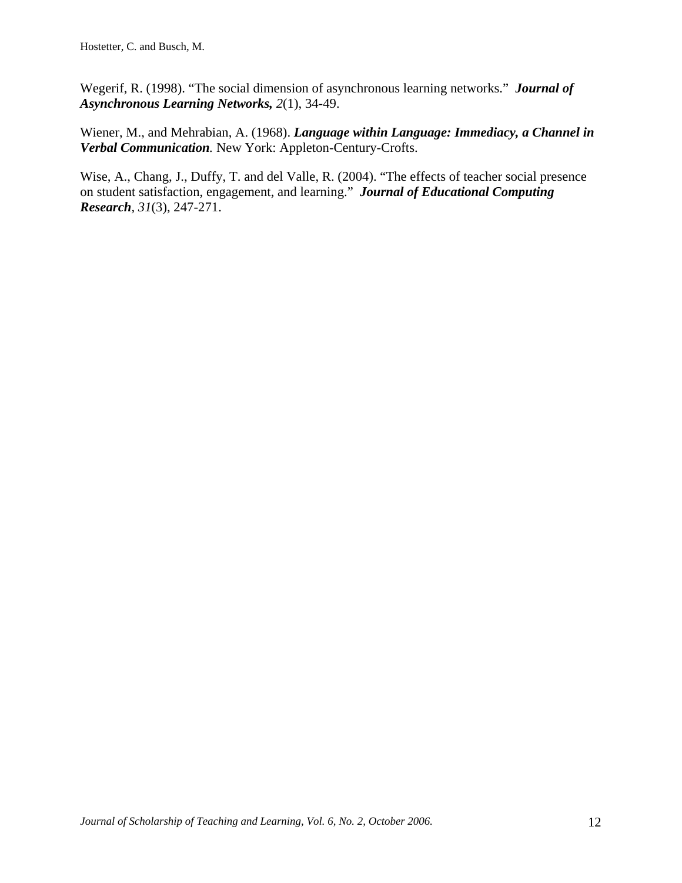Wegerif, R. (1998). "The social dimension of asynchronous learning networks." ***Journal of Asynchronous Learning Networks,*** *2*(1), 34-49.

Wiener, M., and Mehrabian, A. (1968). ***Language within Language: Immediacy, a Channel in Verbal Communication***. New York: Appleton-Century-Crofts.

Wise, A., Chang, J., Duffy, T. and del Valle, R. (2004). "The effects of teacher social presence on student satisfaction, engagement, and learning." ***Journal of Educational Computing Research***, *31*(3), 247-271.